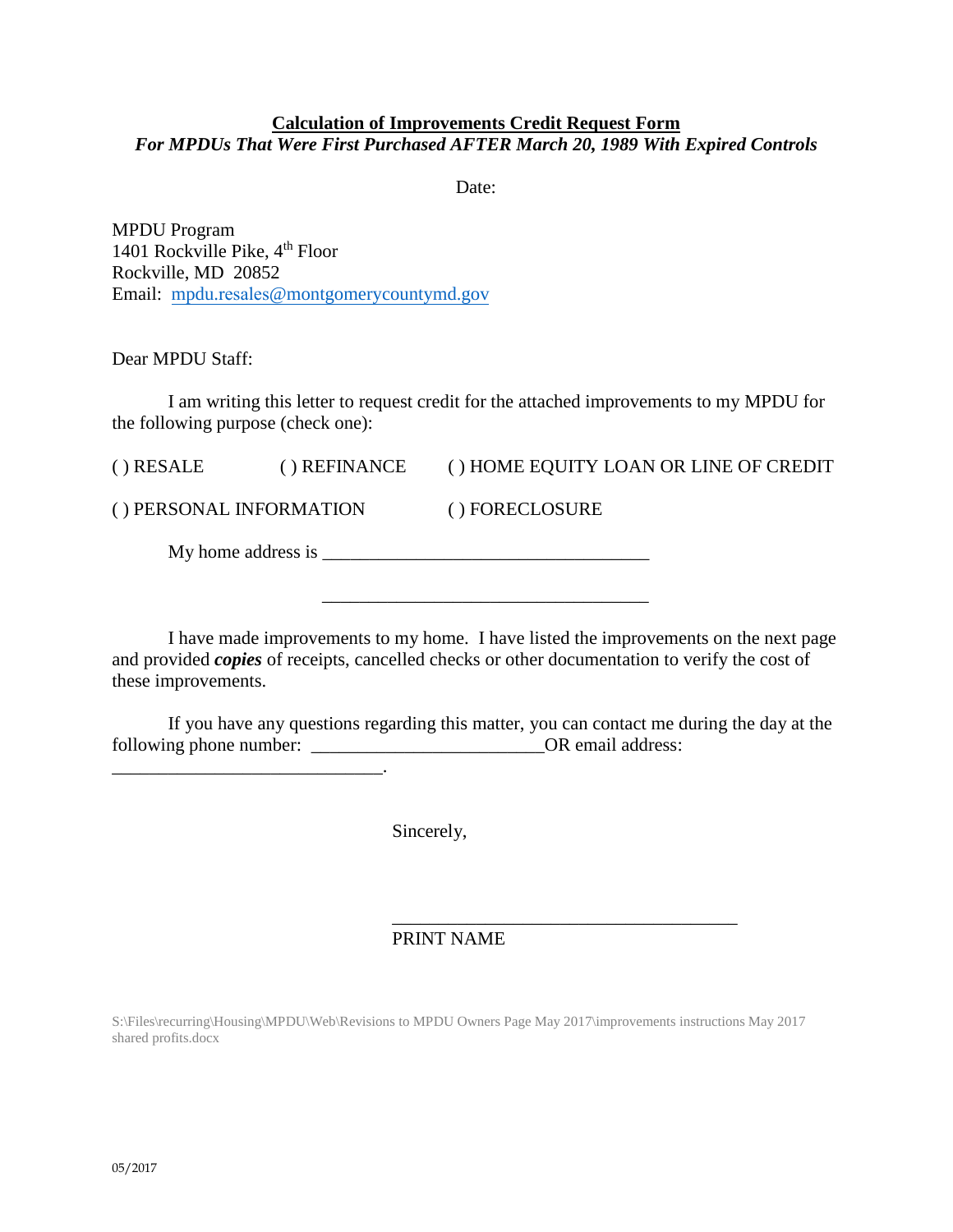**<u>Calculation of Improvements Credit Request Form</u>**

***For MPDUs That Were First Purchased AFTER March 20, 1989 With Expired Controls***

Date:

MPDU Program
1401 Rockville Pike, 4th Floor
Rockville, MD 20852
Email: mpdu.resales@montgomerycountymd.gov

Dear MPDU Staff:

I am writing this letter to request credit for the attached improvements to my MPDU for the following purpose (check one):

( ) RESALE ( ) REFINANCE ( ) HOME EQUITY LOAN OR LINE OF CREDIT

( ) PERSONAL INFORMATION ( ) FORECLOSURE

My home address is ___________________________________

___________________________________

I have made improvements to my home. I have listed the improvements on the next page and provided ***copies*** of receipts, cancelled checks or other documentation to verify the cost of these improvements.

If you have any questions regarding this matter, you can contact me during the day at the following phone number: _________________________OR email address: _____________________________.

Sincerely,

_____________________________________
PRINT NAME

S:\Files\recurring\Housing\MPDU\Web\Revisions to MPDU Owners Page May 2017\improvements instructions May 2017 shared profits.docx

05/2017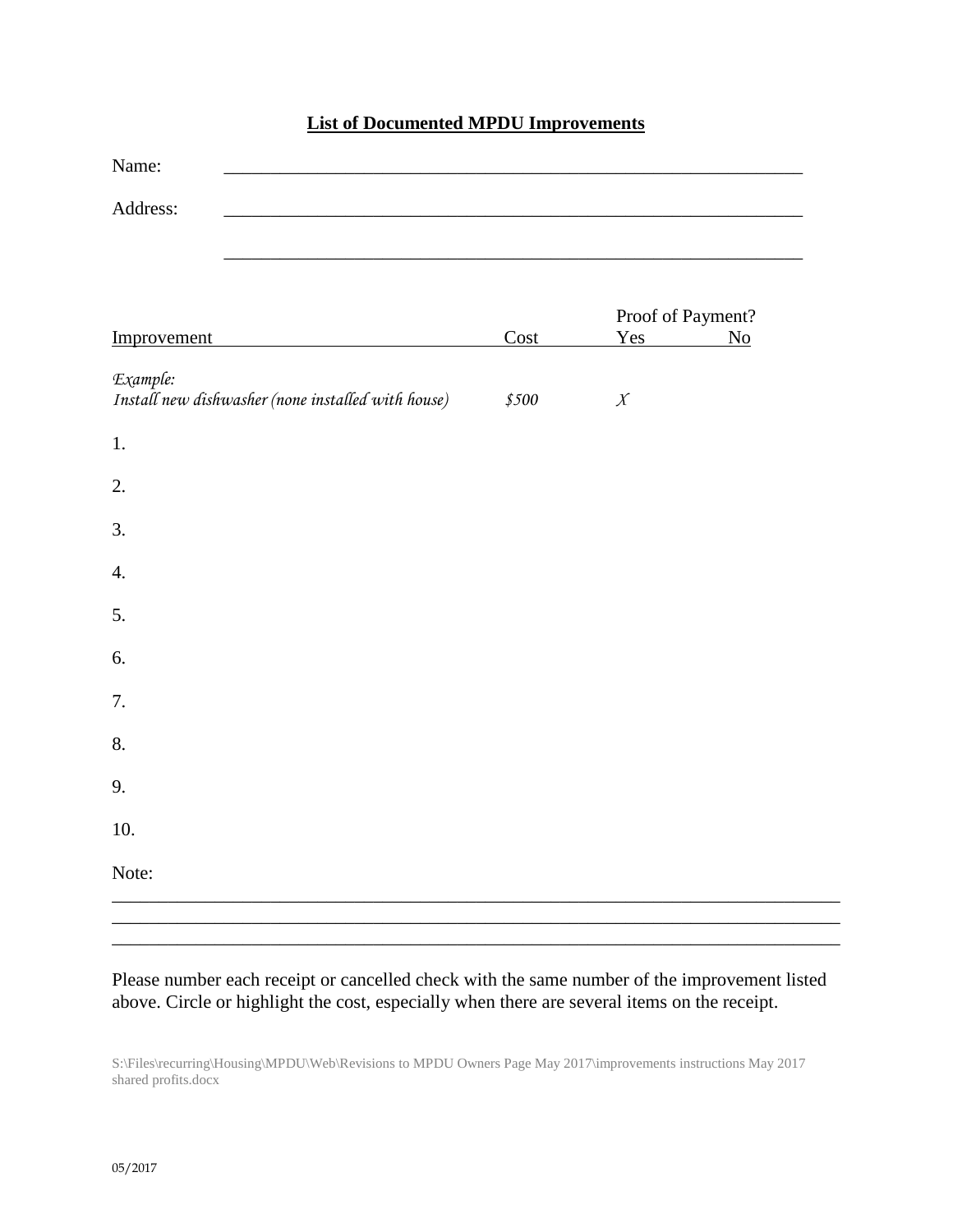# List of Documented MPDU Improvements

Name: ____________________________________________________________

Address: ____________________________________________________________

____________________________________________________________

| Improvement | Cost | Proof of Payment? Yes | No |
|---|---|---|---|
| *Example:* *Install new dishwasher (none installed with house)* | *$500* | *X* | |
| 1. | | | |
| 2. | | | |
| 3. | | | |
| 4. | | | |
| 5. | | | |
| 6. | | | |
| 7. | | | |
| 8. | | | |
| 9. | | | |
| 10. | | | |

Note:

____________________________________________________________

____________________________________________________________

____________________________________________________________

Please number each receipt or cancelled check with the same number of the improvement listed above. Circle or highlight the cost, especially when there are several items on the receipt.

S:\Files\recurring\Housing\MPDU\Web\Revisions to MPDU Owners Page May 2017\improvements instructions May 2017 shared profits.docx

05/2017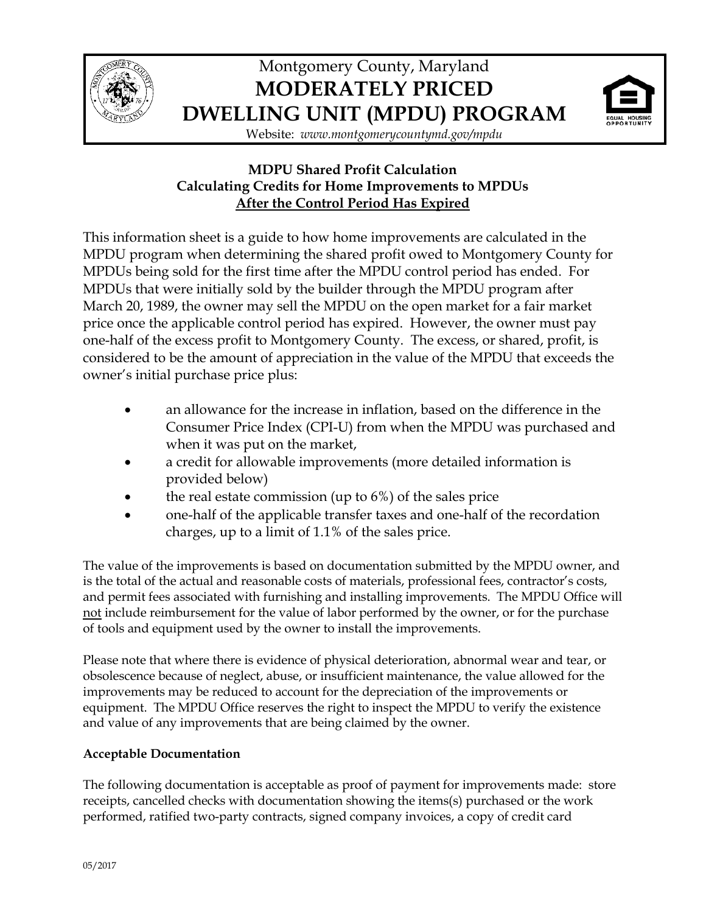# Montgomery County, Maryland
# MODERATELY PRICED DWELLING UNIT (MPDU) PROGRAM

Website: *www.montgomerycountymd.gov/mpdu*

## MDPU Shared Profit Calculation
## Calculating Credits for Home Improvements to MPDUs
## After the Control Period Has Expired

This information sheet is a guide to how home improvements are calculated in the MPDU program when determining the shared profit owed to Montgomery County for MPDUs being sold for the first time after the MPDU control period has ended. For MPDUs that were initially sold by the builder through the MPDU program after March 20, 1989, the owner may sell the MPDU on the open market for a fair market price once the applicable control period has expired. However, the owner must pay one-half of the excess profit to Montgomery County. The excess, or shared, profit, is considered to be the amount of appreciation in the value of the MPDU that exceeds the owner's initial purchase price plus:

- an allowance for the increase in inflation, based on the difference in the Consumer Price Index (CPI-U) from when the MPDU was purchased and when it was put on the market,
- a credit for allowable improvements (more detailed information is provided below)
- the real estate commission (up to 6%) of the sales price
- one-half of the applicable transfer taxes and one-half of the recordation charges, up to a limit of 1.1% of the sales price.

The value of the improvements is based on documentation submitted by the MPDU owner, and is the total of the actual and reasonable costs of materials, professional fees, contractor's costs, and permit fees associated with furnishing and installing improvements. The MPDU Office will not include reimbursement for the value of labor performed by the owner, or for the purchase of tools and equipment used by the owner to install the improvements.

Please note that where there is evidence of physical deterioration, abnormal wear and tear, or obsolescence because of neglect, abuse, or insufficient maintenance, the value allowed for the improvements may be reduced to account for the depreciation of the improvements or equipment. The MPDU Office reserves the right to inspect the MPDU to verify the existence and value of any improvements that are being claimed by the owner.

**Acceptable Documentation**

The following documentation is acceptable as proof of payment for improvements made: store receipts, cancelled checks with documentation showing the items(s) purchased or the work performed, ratified two-party contracts, signed company invoices, a copy of credit card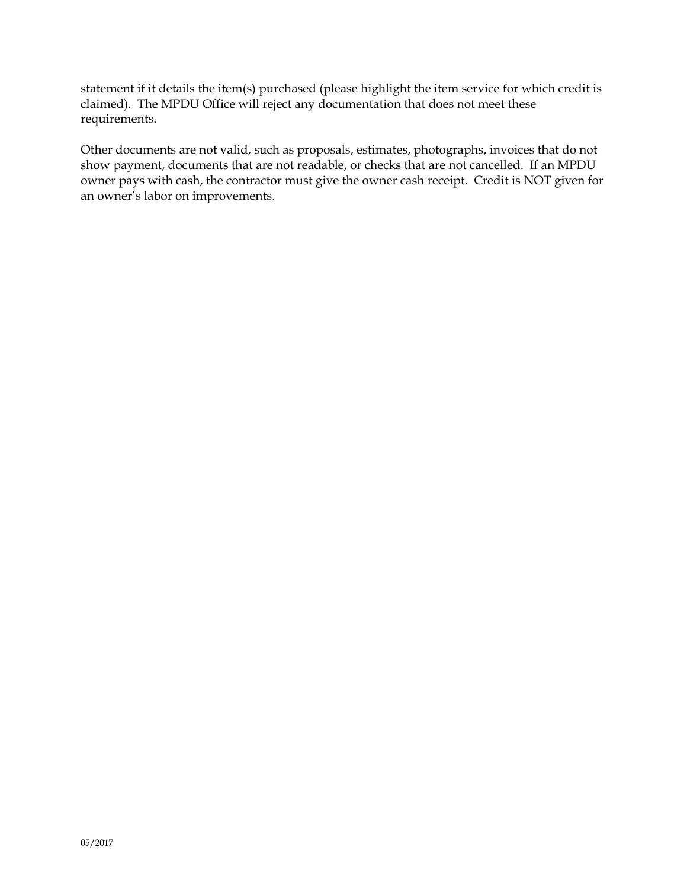statement if it details the item(s) purchased (please highlight the item service for which credit is claimed). The MPDU Office will reject any documentation that does not meet these requirements.

Other documents are not valid, such as proposals, estimates, photographs, invoices that do not show payment, documents that are not readable, or checks that are not cancelled. If an MPDU owner pays with cash, the contractor must give the owner cash receipt. Credit is NOT given for an owner's labor on improvements.

05/2017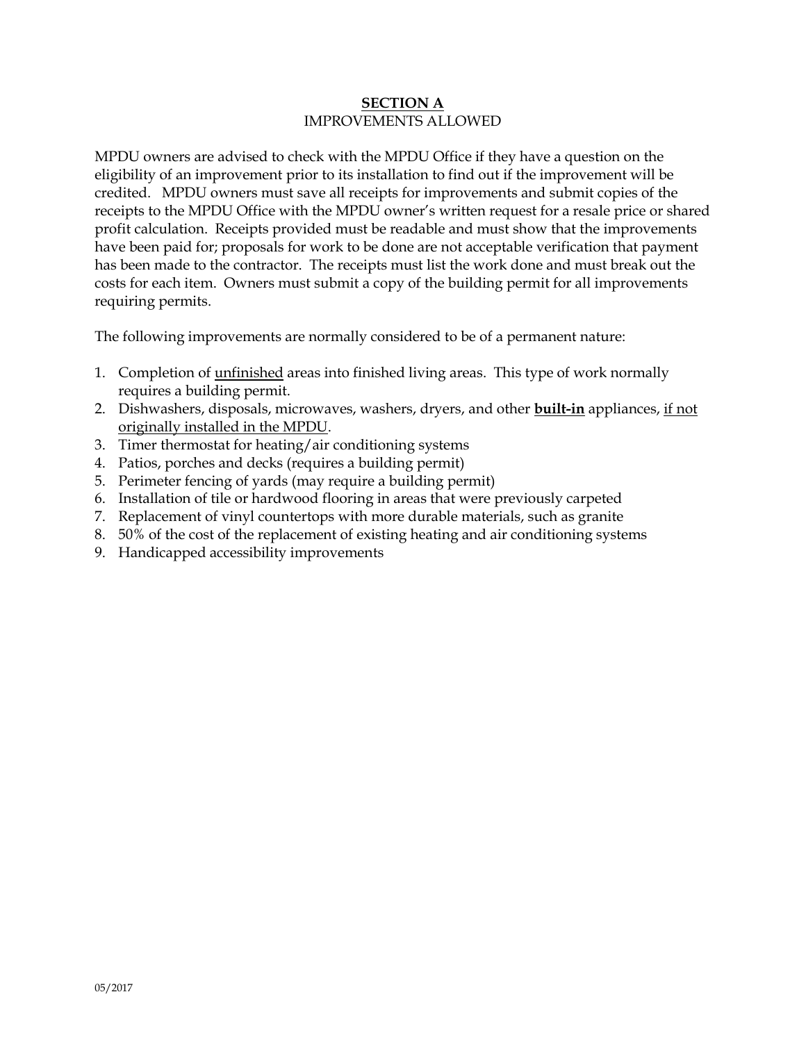## **SECTION A**

IMPROVEMENTS ALLOWED

MPDU owners are advised to check with the MPDU Office if they have a question on the eligibility of an improvement prior to its installation to find out if the improvement will be credited. MPDU owners must save all receipts for improvements and submit copies of the receipts to the MPDU Office with the MPDU owner's written request for a resale price or shared profit calculation. Receipts provided must be readable and must show that the improvements have been paid for; proposals for work to be done are not acceptable verification that payment has been made to the contractor. The receipts must list the work done and must break out the costs for each item. Owners must submit a copy of the building permit for all improvements requiring permits.

The following improvements are normally considered to be of a permanent nature:

1. Completion of unfinished areas into finished living areas. This type of work normally requires a building permit.
2. Dishwashers, disposals, microwaves, washers, dryers, and other **built-in** appliances, if not originally installed in the MPDU.
3. Timer thermostat for heating/air conditioning systems
4. Patios, porches and decks (requires a building permit)
5. Perimeter fencing of yards (may require a building permit)
6. Installation of tile or hardwood flooring in areas that were previously carpeted
7. Replacement of vinyl countertops with more durable materials, such as granite
8. 50% of the cost of the replacement of existing heating and air conditioning systems
9. Handicapped accessibility improvements

05/2017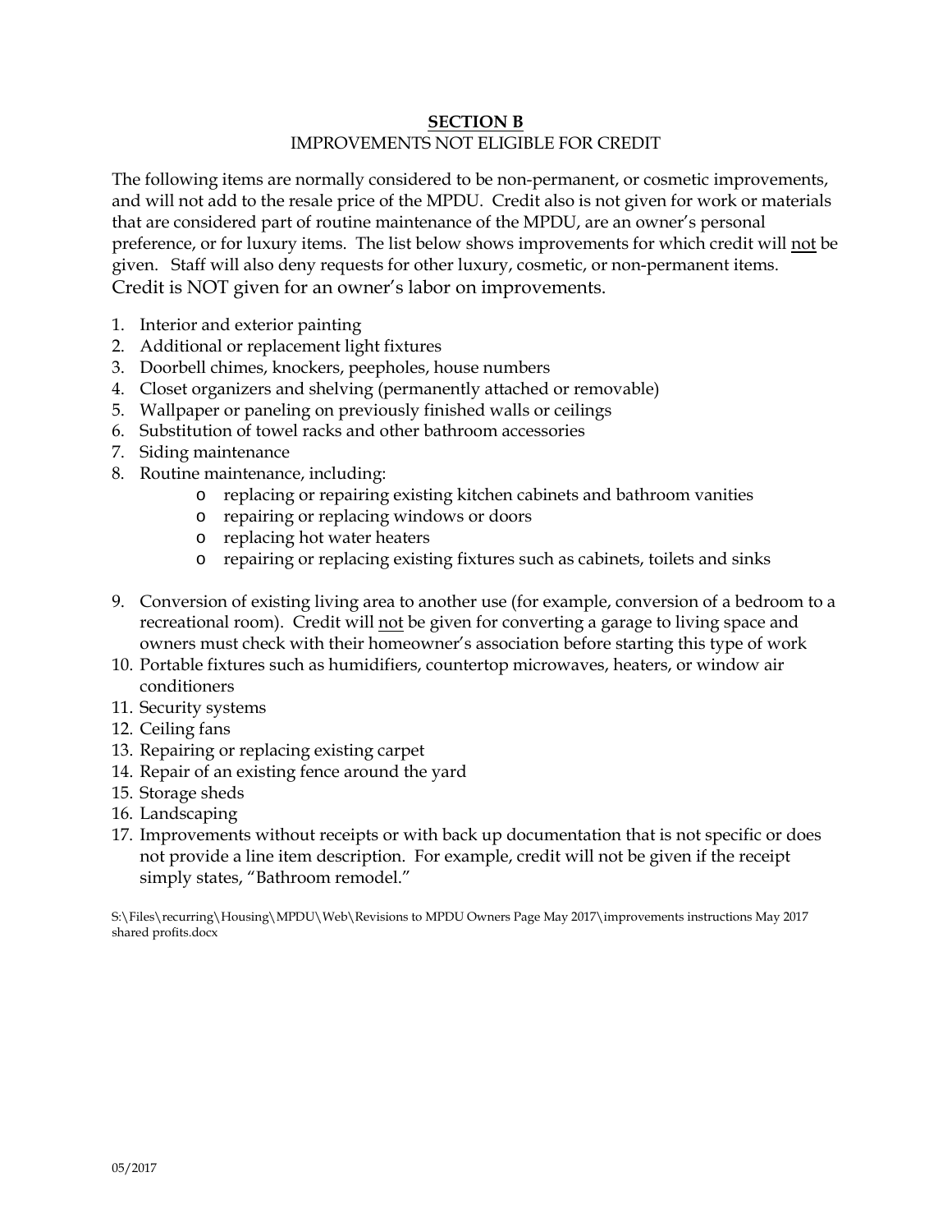**SECTION B**

IMPROVEMENTS NOT ELIGIBLE FOR CREDIT

The following items are normally considered to be non-permanent, or cosmetic improvements, and will not add to the resale price of the MPDU. Credit also is not given for work or materials that are considered part of routine maintenance of the MPDU, are an owner's personal preference, or for luxury items. The list below shows improvements for which credit will not be given. Staff will also deny requests for other luxury, cosmetic, or non-permanent items. Credit is NOT given for an owner's labor on improvements.

1. Interior and exterior painting
2. Additional or replacement light fixtures
3. Doorbell chimes, knockers, peepholes, house numbers
4. Closet organizers and shelving (permanently attached or removable)
5. Wallpaper or paneling on previously finished walls or ceilings
6. Substitution of towel racks and other bathroom accessories
7. Siding maintenance
8. Routine maintenance, including:
   - replacing or repairing existing kitchen cabinets and bathroom vanities
   - repairing or replacing windows or doors
   - replacing hot water heaters
   - repairing or replacing existing fixtures such as cabinets, toilets and sinks
9. Conversion of existing living area to another use (for example, conversion of a bedroom to a recreational room). Credit will not be given for converting a garage to living space and owners must check with their homeowner's association before starting this type of work
10. Portable fixtures such as humidifiers, countertop microwaves, heaters, or window air conditioners
11. Security systems
12. Ceiling fans
13. Repairing or replacing existing carpet
14. Repair of an existing fence around the yard
15. Storage sheds
16. Landscaping
17. Improvements without receipts or with back up documentation that is not specific or does not provide a line item description. For example, credit will not be given if the receipt simply states, "Bathroom remodel."

S:\Files\recurring\Housing\MPDU\Web\Revisions to MPDU Owners Page May 2017\improvements instructions May 2017 shared profits.docx